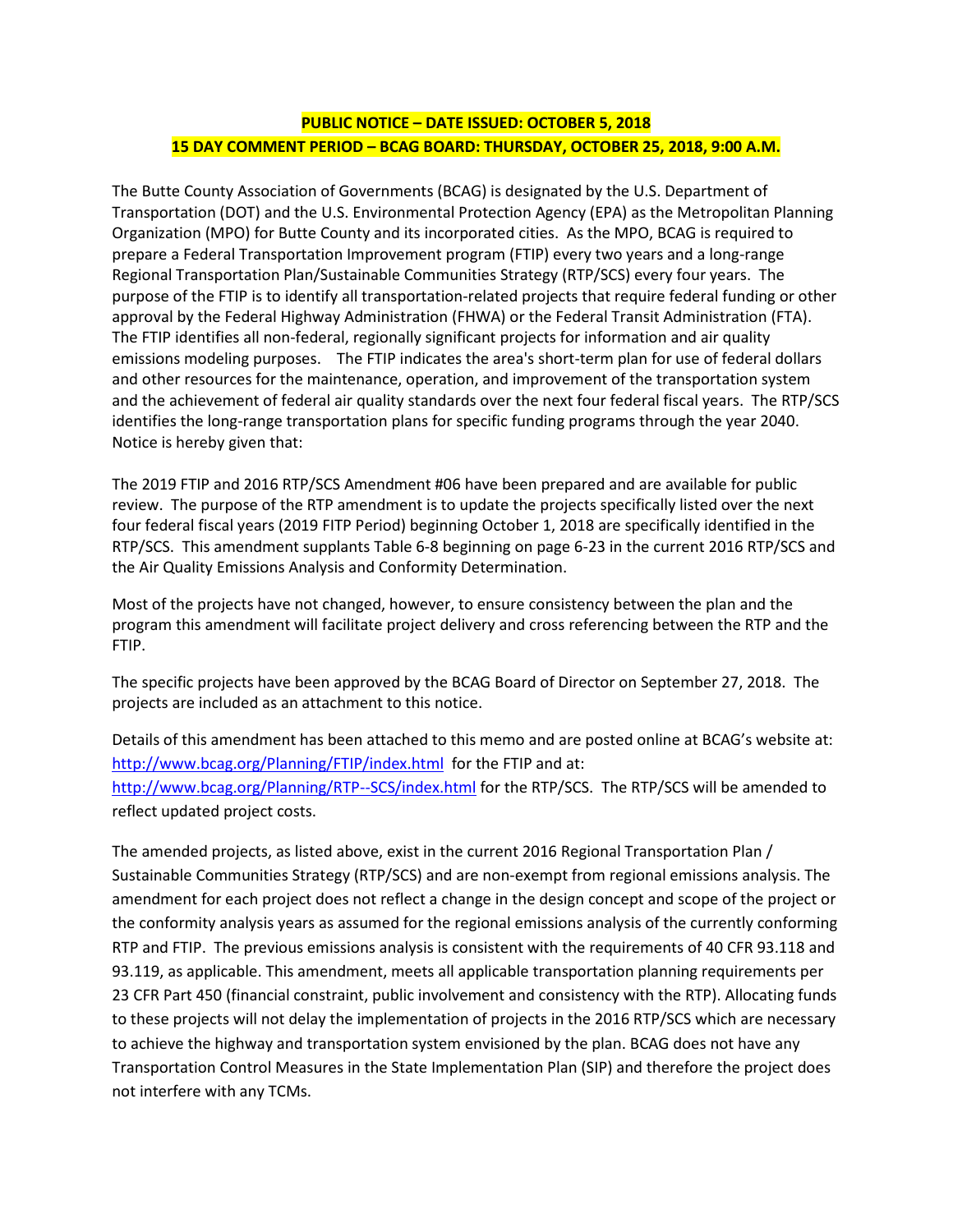**PUBLIC NOTICE – DATE ISSUED: OCTOBER 5, 2018**

**15 DAY COMMENT PERIOD – BCAG BOARD: THURSDAY, OCTOBER 25, 2018, 9:00 A.M.**

The Butte County Association of Governments (BCAG) is designated by the U.S. Department of Transportation (DOT) and the U.S. Environmental Protection Agency (EPA) as the Metropolitan Planning Organization (MPO) for Butte County and its incorporated cities. As the MPO, BCAG is required to prepare a Federal Transportation Improvement program (FTIP) every two years and a long-range Regional Transportation Plan/Sustainable Communities Strategy (RTP/SCS) every four years. The purpose of the FTIP is to identify all transportation-related projects that require federal funding or other approval by the Federal Highway Administration (FHWA) or the Federal Transit Administration (FTA). The FTIP identifies all non-federal, regionally significant projects for information and air quality emissions modeling purposes. The FTIP indicates the area's short-term plan for use of federal dollars and other resources for the maintenance, operation, and improvement of the transportation system and the achievement of federal air quality standards over the next four federal fiscal years. The RTP/SCS identifies the long-range transportation plans for specific funding programs through the year 2040. Notice is hereby given that:

The 2019 FTIP and 2016 RTP/SCS Amendment #06 have been prepared and are available for public review. The purpose of the RTP amendment is to update the projects specifically listed over the next four federal fiscal years (2019 FITP Period) beginning October 1, 2018 are specifically identified in the RTP/SCS. This amendment supplants Table 6-8 beginning on page 6-23 in the current 2016 RTP/SCS and the Air Quality Emissions Analysis and Conformity Determination.

Most of the projects have not changed, however, to ensure consistency between the plan and the program this amendment will facilitate project delivery and cross referencing between the RTP and the FTIP.

The specific projects have been approved by the BCAG Board of Director on September 27, 2018. The projects are included as an attachment to this notice.

Details of this amendment has been attached to this memo and are posted online at BCAG's website at: [http://www.bcag.org/Planning/FTIP/index.html](http://www.bcag.org/Planning/FTIP/index.html) for the FTIP and at: [http://www.bcag.org/Planning/RTP--SCS/index.html](http://www.bcag.org/Planning/RTP--SCS/index.html) for the RTP/SCS. The RTP/SCS will be amended to reflect updated project costs.

The amended projects, as listed above, exist in the current 2016 Regional Transportation Plan / Sustainable Communities Strategy (RTP/SCS) and are non-exempt from regional emissions analysis. The amendment for each project does not reflect a change in the design concept and scope of the project or the conformity analysis years as assumed for the regional emissions analysis of the currently conforming RTP and FTIP. The previous emissions analysis is consistent with the requirements of 40 CFR 93.118 and 93.119, as applicable. This amendment, meets all applicable transportation planning requirements per 23 CFR Part 450 (financial constraint, public involvement and consistency with the RTP). Allocating funds to these projects will not delay the implementation of projects in the 2016 RTP/SCS which are necessary to achieve the highway and transportation system envisioned by the plan. BCAG does not have any Transportation Control Measures in the State Implementation Plan (SIP) and therefore the project does not interfere with any TCMs.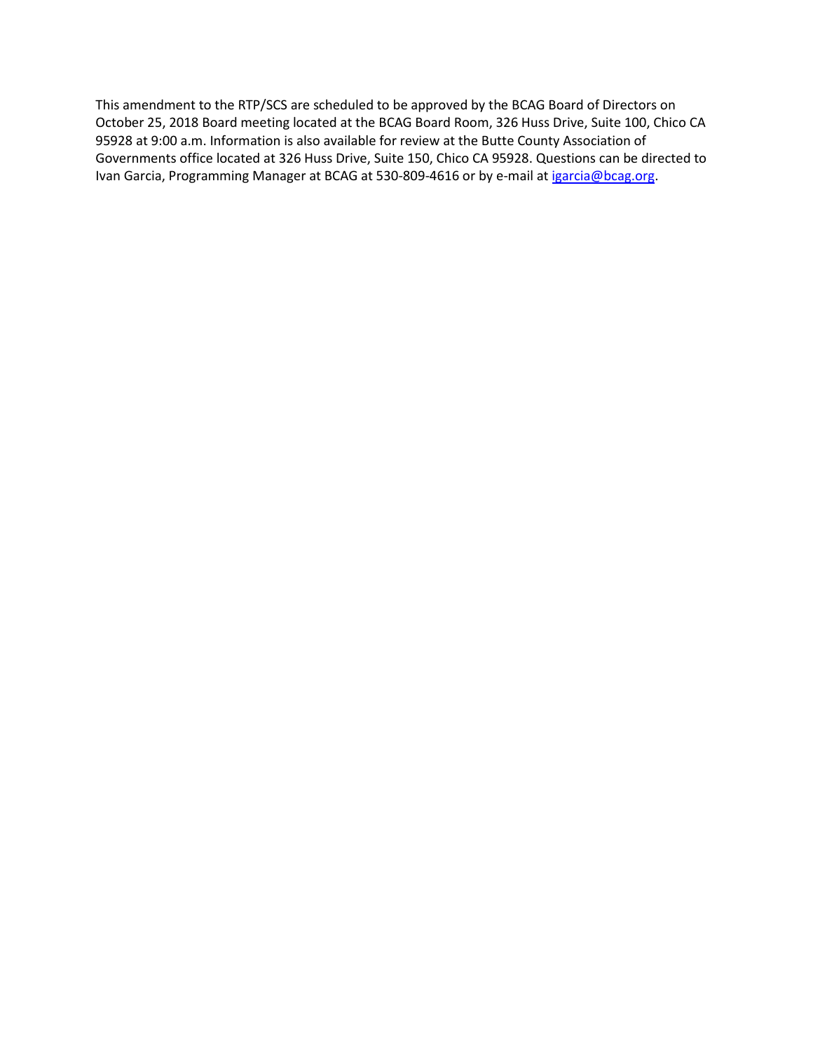This amendment to the RTP/SCS are scheduled to be approved by the BCAG Board of Directors on October 25, 2018 Board meeting located at the BCAG Board Room, 326 Huss Drive, Suite 100, Chico CA 95928 at 9:00 a.m. Information is also available for review at the Butte County Association of Governments office located at 326 Huss Drive, Suite 150, Chico CA 95928. Questions can be directed to Ivan Garcia, Programming Manager at BCAG at 530-809-4616 or by e-mail at [igarcia@bcag.org](mailto:igarcia@bcag.org).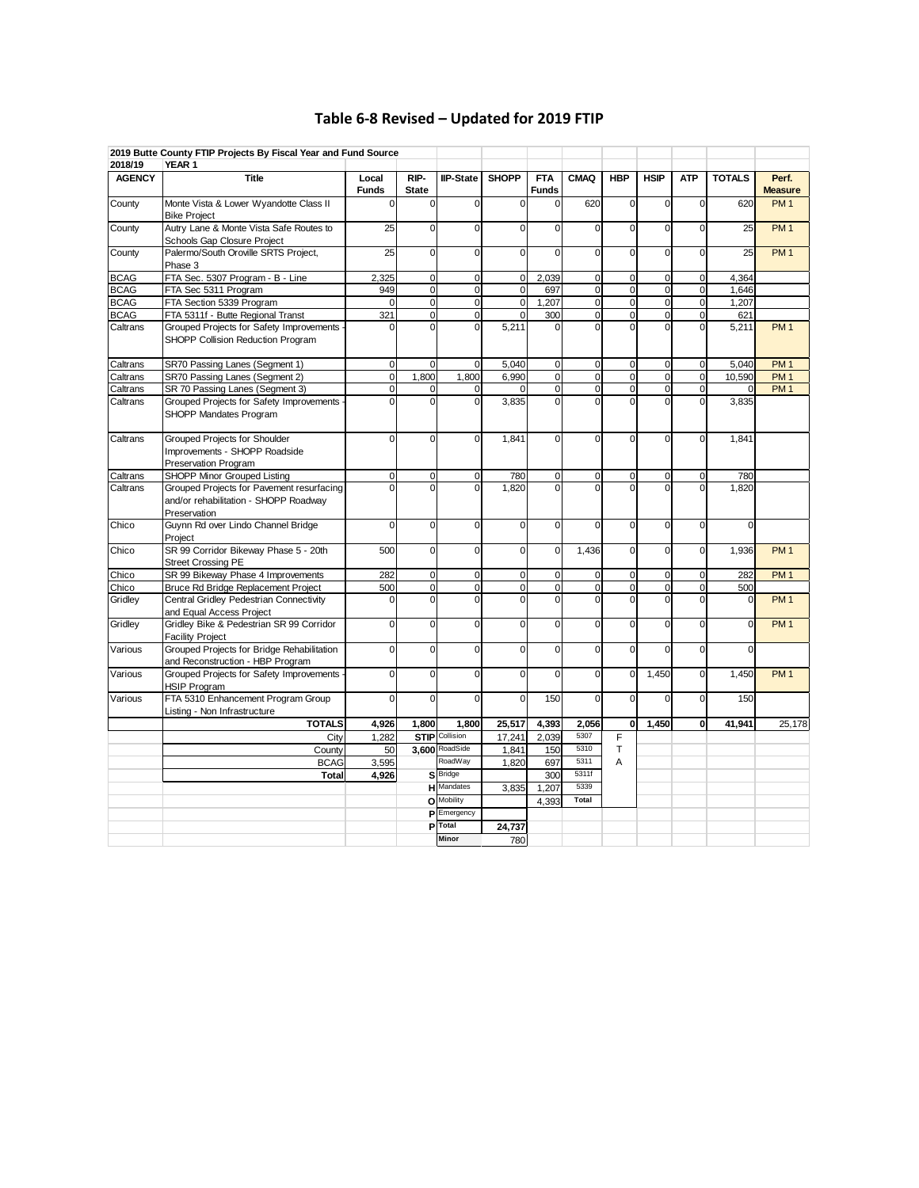## Table 6-8 Revised – Updated for 2019 FTIP

| 2019 Butte County FTIP Projects By Fiscal Year and Fund Source | | | | | | | | | | | | |
|---|---|---|---|---|---|---|---|---|---|---|---|---|
| 2018/19 | YEAR 1 | | | | | | | | | | | |
| **AGENCY** | **Title** | **Local Funds** | **RIP-State** | **IIP-State** | **SHOPP** | **FTA Funds** | **CMAQ** | **HBP** | **HSIP** | **ATP** | **TOTALS** | **Perf. Measure** |
| County | Monte Vista & Lower Wyandotte Class II Bike Project | 0 | 0 | 0 | 0 | 0 | 620 | 0 | 0 | 0 | 620 | PM 1 |
| County | Autry Lane & Monte Vista Safe Routes to Schools Gap Closure Project | 25 | 0 | 0 | 0 | 0 | 0 | 0 | 0 | 0 | 25 | PM 1 |
| County | Palermo/South Oroville SRTS Project, Phase 3 | 25 | 0 | 0 | 0 | 0 | 0 | 0 | 0 | 0 | 25 | PM 1 |
| BCAG | FTA Sec. 5307 Program - B - Line | 2,325 | 0 | 0 | 0 | 2,039 | 0 | 0 | 0 | 0 | 4,364 | |
| BCAG | FTA Sec 5311 Program | 949 | 0 | 0 | 0 | 697 | 0 | 0 | 0 | 0 | 1,646 | |
| BCAG | FTA Section 5339 Program | 0 | 0 | 0 | 0 | 1,207 | 0 | 0 | 0 | 0 | 1,207 | |
| BCAG | FTA 5311f - Butte Regional Transt | 321 | 0 | 0 | 0 | 300 | 0 | 0 | 0 | 0 | 621 | |
| Caltrans | Grouped Projects for Safety Improvements - SHOPP Collision Reduction Program | 0 | 0 | 0 | 5,211 | 0 | 0 | 0 | 0 | 0 | 5,211 | PM 1 |
| Caltrans | SR70 Passing Lanes (Segment 1) | 0 | 0 | 0 | 5,040 | 0 | 0 | 0 | 0 | 0 | 5,040 | PM 1 |
| Caltrans | SR70 Passing Lanes (Segment 2) | 0 | 1,800 | 1,800 | 6,990 | 0 | 0 | 0 | 0 | 0 | 10,590 | PM 1 |
| Caltrans | SR 70 Passing Lanes (Segment 3) | 0 | 0 | 0 | 0 | 0 | 0 | 0 | 0 | 0 | 0 | PM 1 |
| Caltrans | Grouped Projects for Safety Improvements - SHOPP Mandates Program | 0 | 0 | 0 | 3,835 | 0 | 0 | 0 | 0 | 0 | 3,835 | |
| Caltrans | Grouped Projects for Shoulder Improvements - SHOPP Roadside Preservation Program | 0 | 0 | 0 | 1,841 | 0 | 0 | 0 | 0 | 0 | 1,841 | |
| Caltrans | SHOPP Minor Grouped Listing | 0 | 0 | 0 | 780 | 0 | 0 | 0 | 0 | 0 | 780 | |
| Caltrans | Grouped Projects for Pavement resurfacing and/or rehabilitation - SHOPP Roadway Preservation | 0 | 0 | 0 | 1,820 | 0 | 0 | 0 | 0 | 0 | 1,820 | |
| Chico | Guynn Rd over Lindo Channel Bridge Project | 0 | 0 | 0 | 0 | 0 | 0 | 0 | 0 | 0 | 0 | |
| Chico | SR 99 Corridor Bikeway Phase 5 - 20th Street Crossing PE | 500 | 0 | 0 | 0 | 0 | 1,436 | 0 | 0 | 0 | 1,936 | PM 1 |
| Chico | SR 99 Bikeway Phase 4 Improvements | 282 | 0 | 0 | 0 | 0 | 0 | 0 | 0 | 0 | 282 | PM 1 |
| Chico | Bruce Rd Bridge Replacement Project | 500 | 0 | 0 | 0 | 0 | 0 | 0 | 0 | 0 | 500 | |
| Gridley | Central Gridley Pedestrian Connectivity and Equal Access Project | 0 | 0 | 0 | 0 | 0 | 0 | 0 | 0 | 0 | 0 | PM 1 |
| Gridley | Gridley Bike & Pedestrian SR 99 Corridor Facility Project | 0 | 0 | 0 | 0 | 0 | 0 | 0 | 0 | 0 | 0 | PM 1 |
| Various | Grouped Projects for Bridge Rehabilitation and Reconstruction - HBP Program | 0 | 0 | 0 | 0 | 0 | 0 | 0 | 0 | 0 | 0 | |
| Various | Grouped Projects for Safety Improvements - HSIP Program | 0 | 0 | 0 | 0 | 0 | 0 | 0 | 1,450 | 0 | 1,450 | PM 1 |
| Various | FTA 5310 Enhancement Program Group Listing - Non Infrastructure | 0 | 0 | 0 | 0 | 150 | 0 | 0 | 0 | 0 | 150 | |
| | **TOTALS** | **4,926** | **1,800** | **1,800** | **25,517** | **4,393** | **2,056** | **0** | **1,450** | **0** | **41,941** | 25,178 |
| | City | 1,282 | **STIP** | Collision | 17,241 | 2,039 | 5307 | F | | | | |
| | County | 50 | **3,600** | RoadSide | 1,841 | 150 | 5310 | T | | | | |
| | BCAG | 3,595 | | RoadWay | 1,820 | 697 | 5311 | A | | | | |
| | **Total** | **4,926** | **S** | Bridge | | 300 | 5311f | | | | | |
| | | | **H** | Mandates | 3,835 | 1,207 | 5339 | | | | | |
| | | | **O** | Mobility | | 4,393 | **Total** | | | | | |
| | | | **P** | Emergency | | | | | | | | |
| | | | **P** | **Total** | **24,737** | | | | | | | |
| | | | | **Minor** | 780 | | | | | | | |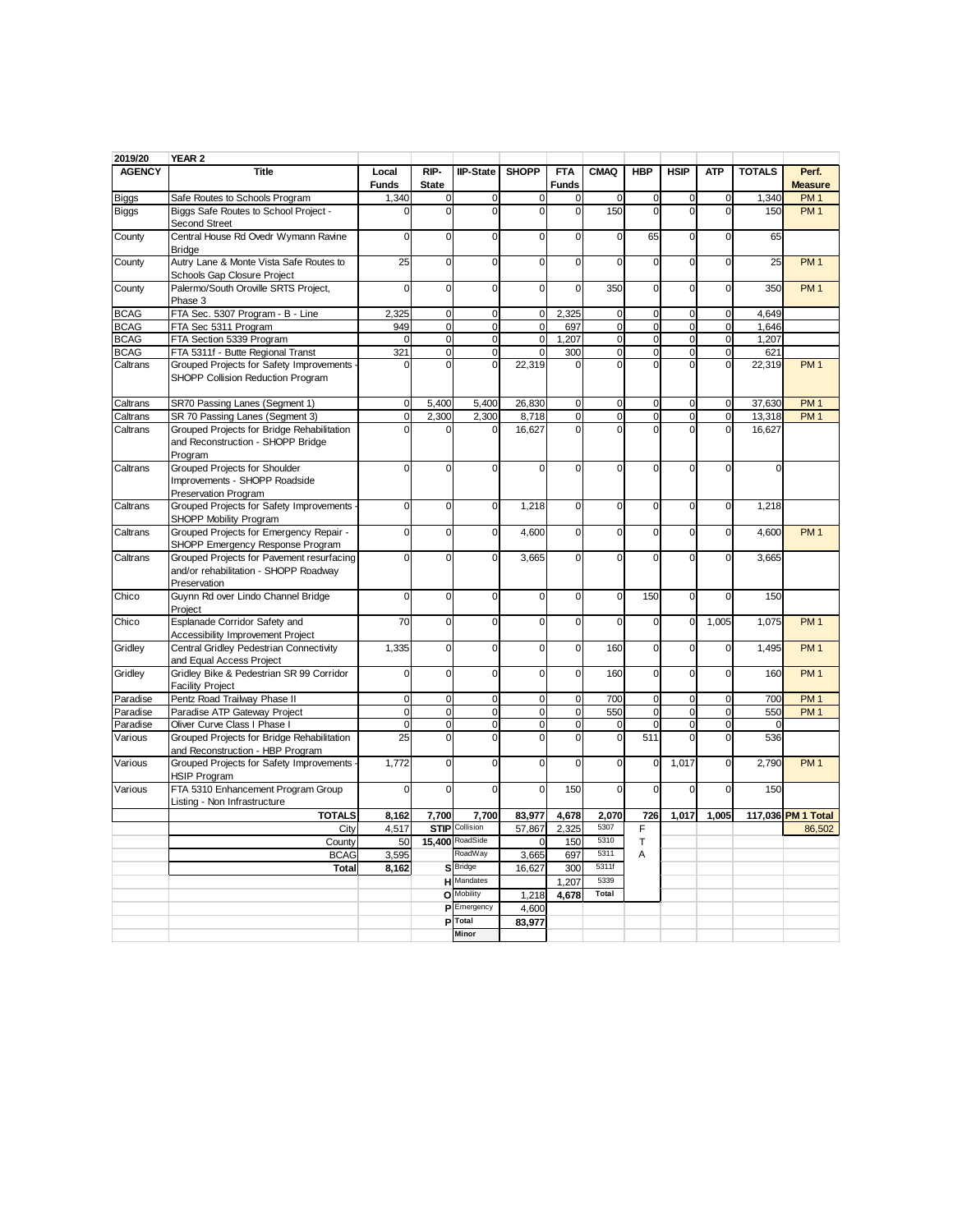| 2019/20 | YEAR 2 | | | | | | | | | | | |
|---|---|---|---|---|---|---|---|---|---|---|---|---|
| **AGENCY** | **Title** | **Local Funds** | **RIP-State** | **IIP-State** | **SHOPP** | **FTA Funds** | **CMAQ** | **HBP** | **HSIP** | **ATP** | **TOTALS** | **Perf. Measure** |
| Biggs | Safe Routes to Schools Program | 1,340 | 0 | 0 | 0 | 0 | 0 | 0 | 0 | 0 | 1,340 | PM 1 |
| Biggs | Biggs Safe Routes to School Project - Second Street | 0 | 0 | 0 | 0 | 0 | 150 | 0 | 0 | 0 | 150 | PM 1 |
| County | Central House Rd Ovedr Wymann Ravine Bridge | 0 | 0 | 0 | 0 | 0 | 0 | 65 | 0 | 0 | 65 | |
| County | Autry Lane & Monte Vista Safe Routes to Schools Gap Closure Project | 25 | 0 | 0 | 0 | 0 | 0 | 0 | 0 | 0 | 25 | PM 1 |
| County | Palermo/South Oroville SRTS Project, Phase 3 | 0 | 0 | 0 | 0 | 0 | 350 | 0 | 0 | 0 | 350 | PM 1 |
| BCAG | FTA Sec. 5307 Program - B - Line | 2,325 | 0 | 0 | 0 | 2,325 | 0 | 0 | 0 | 0 | 4,649 | |
| BCAG | FTA Sec 5311 Program | 949 | 0 | 0 | 0 | 697 | 0 | 0 | 0 | 0 | 1,646 | |
| BCAG | FTA Section 5339 Program | 0 | 0 | 0 | 0 | 1,207 | 0 | 0 | 0 | 0 | 1,207 | |
| BCAG | FTA 5311f - Butte Regional Transt | 321 | 0 | 0 | 0 | 300 | 0 | 0 | 0 | 0 | 621 | |
| Caltrans | Grouped Projects for Safety Improvements - SHOPP Collision Reduction Program | 0 | 0 | 0 | 22,319 | 0 | 0 | 0 | 0 | 0 | 22,319 | PM 1 |
| Caltrans | SR70 Passing Lanes (Segment 1) | 0 | 5,400 | 5,400 | 26,830 | 0 | 0 | 0 | 0 | 0 | 37,630 | PM 1 |
| Caltrans | SR 70 Passing Lanes (Segment 3) | 0 | 2,300 | 2,300 | 8,718 | 0 | 0 | 0 | 0 | 0 | 13,318 | PM 1 |
| Caltrans | Grouped Projects for Bridge Rehabilitation and Reconstruction - SHOPP Bridge Program | 0 | 0 | 0 | 16,627 | 0 | 0 | 0 | 0 | 0 | 16,627 | |
| Caltrans | Grouped Projects for Shoulder Improvements - SHOPP Roadside Preservation Program | 0 | 0 | 0 | 0 | 0 | 0 | 0 | 0 | 0 | 0 | |
| Caltrans | Grouped Projects for Safety Improvements - SHOPP Mobility Program | 0 | 0 | 0 | 1,218 | 0 | 0 | 0 | 0 | 0 | 1,218 | |
| Caltrans | Grouped Projects for Emergency Repair - SHOPP Emergency Response Program | 0 | 0 | 0 | 4,600 | 0 | 0 | 0 | 0 | 0 | 4,600 | PM 1 |
| Caltrans | Grouped Projects for Pavement resurfacing and/or rehabilitation - SHOPP Roadway Preservation | 0 | 0 | 0 | 3,665 | 0 | 0 | 0 | 0 | 0 | 3,665 | |
| Chico | Guynn Rd over Lindo Channel Bridge Project | 0 | 0 | 0 | 0 | 0 | 0 | 150 | 0 | 0 | 150 | |
| Chico | Esplanade Corridor Safety and Accessibility Improvement Project | 70 | 0 | 0 | 0 | 0 | 0 | 0 | 0 | 1,005 | 1,075 | PM 1 |
| Gridley | Central Gridley Pedestrian Connectivity and Equal Access Project | 1,335 | 0 | 0 | 0 | 0 | 160 | 0 | 0 | 0 | 1,495 | PM 1 |
| Gridley | Gridley Bike & Pedestrian SR 99 Corridor Facility Project | 0 | 0 | 0 | 0 | 0 | 160 | 0 | 0 | 0 | 160 | PM 1 |
| Paradise | Pentz Road Trailway Phase II | 0 | 0 | 0 | 0 | 0 | 700 | 0 | 0 | 0 | 700 | PM 1 |
| Paradise | Paradise ATP Gateway Project | 0 | 0 | 0 | 0 | 0 | 550 | 0 | 0 | 0 | 550 | PM 1 |
| Paradise | Oliver Curve Class I Phase I | 0 | 0 | 0 | 0 | 0 | 0 | 0 | 0 | 0 | 0 | |
| Various | Grouped Projects for Bridge Rehabilitation and Reconstruction - HBP Program | 25 | 0 | 0 | 0 | 0 | 0 | 511 | 0 | 0 | 536 | |
| Various | Grouped Projects for Safety Improvements - HSIP Program | 1,772 | 0 | 0 | 0 | 0 | 0 | 0 | 1,017 | 0 | 2,790 | PM 1 |
| Various | FTA 5310 Enhancement Program Group Listing - Non Infrastructure | 0 | 0 | 0 | 0 | 150 | 0 | 0 | 0 | 0 | 150 | |
| | **TOTALS** | **8,162** | **7,700** | **7,700** | **83,977** | **4,678** | **2,070** | **726** | **1,017** | **1,005** | **117,036** | **PM 1 Total** |
| | City | 4,517 | **STIP** | Collision | 57,867 | 2,325 | 5307 | F | | | | 86,502 |
| | County | 50 | **15,400** | RoadSide | 0 | 150 | 5310 | T | | | | |
| | BCAG | 3,595 | | RoadWay | 3,665 | 697 | 5311 | A | | | | |
| | **Total** | **8,162** | **S** | Bridge | 16,627 | 300 | 5311f | | | | | |
| | | | **H** | Mandates | | 1,207 | 5339 | | | | | |
| | | | **O** | Mobility | 1,218 | **4,678** | **Total** | | | | | |
| | | | **P** | Emergency | 4,600 | | | | | | | |
| | | | **P** | **Total** | **83,977** | | | | | | | |
| | | | | **Minor** | | | | | | | | |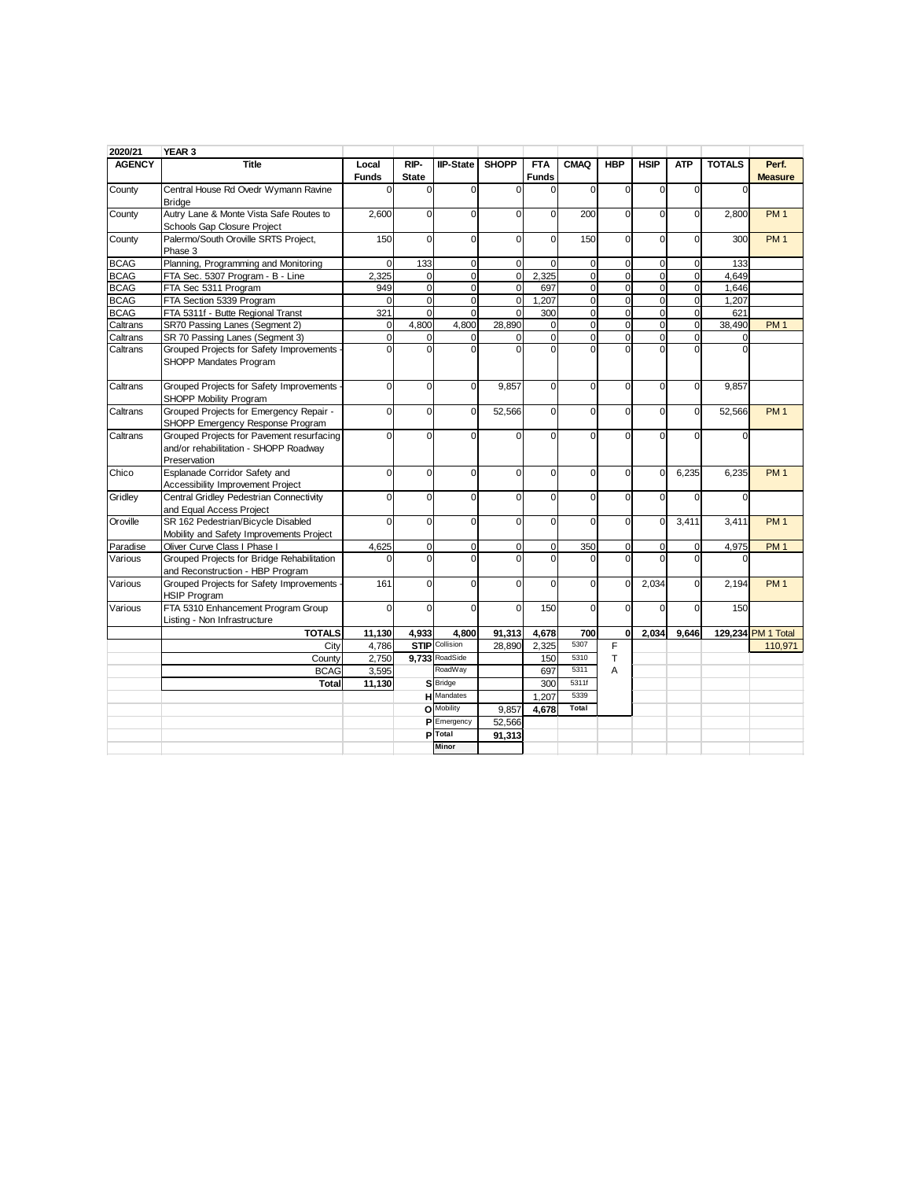| 2020/21 | YEAR 3 | | | | | | | | | | | |
|---|---|---|---|---|---|---|---|---|---|---|---|---|
| AGENCY | Title | Local Funds | RIP-State | IIP-State | SHOPP | FTA Funds | CMAQ | HBP | HSIP | ATP | TOTALS | Perf. Measure |
| County | Central House Rd Ovedr Wymann Ravine Bridge | 0 | 0 | 0 | 0 | 0 | 0 | 0 | 0 | 0 | 0 | |
| County | Autry Lane & Monte Vista Safe Routes to Schools Gap Closure Project | 2,600 | 0 | 0 | 0 | 0 | 200 | 0 | 0 | 0 | 2,800 | PM 1 |
| County | Palermo/South Oroville SRTS Project, Phase 3 | 150 | 0 | 0 | 0 | 0 | 150 | 0 | 0 | 0 | 300 | PM 1 |
| BCAG | Planning, Programming and Monitoring | 0 | 133 | 0 | 0 | 0 | 0 | 0 | 0 | 0 | 133 | |
| BCAG | FTA Sec. 5307 Program - B - Line | 2,325 | 0 | 0 | 0 | 2,325 | 0 | 0 | 0 | 0 | 4,649 | |
| BCAG | FTA Sec 5311 Program | 949 | 0 | 0 | 0 | 697 | 0 | 0 | 0 | 0 | 1,646 | |
| BCAG | FTA Section 5339 Program | 0 | 0 | 0 | 0 | 1,207 | 0 | 0 | 0 | 0 | 1,207 | |
| BCAG | FTA 5311f - Butte Regional Transt | 321 | 0 | 0 | 0 | 300 | 0 | 0 | 0 | 0 | 621 | |
| Caltrans | SR70 Passing Lanes (Segment 2) | 0 | 4,800 | 4,800 | 28,890 | 0 | 0 | 0 | 0 | 0 | 38,490 | PM 1 |
| Caltrans | SR 70 Passing Lanes (Segment 3) | 0 | 0 | 0 | 0 | 0 | 0 | 0 | 0 | 0 | 0 | |
| Caltrans | Grouped Projects for Safety Improvements - SHOPP Mandates Program | 0 | 0 | 0 | 0 | 0 | 0 | 0 | 0 | 0 | 0 | |
| Caltrans | Grouped Projects for Safety Improvements - SHOPP Mobility Program | 0 | 0 | 0 | 9,857 | 0 | 0 | 0 | 0 | 0 | 9,857 | |
| Caltrans | Grouped Projects for Emergency Repair - SHOPP Emergency Response Program | 0 | 0 | 0 | 52,566 | 0 | 0 | 0 | 0 | 0 | 52,566 | PM 1 |
| Caltrans | Grouped Projects for Pavement resurfacing and/or rehabilitation - SHOPP Roadway Preservation | 0 | 0 | 0 | 0 | 0 | 0 | 0 | 0 | 0 | 0 | |
| Chico | Esplanade Corridor Safety and Accessibility Improvement Project | 0 | 0 | 0 | 0 | 0 | 0 | 0 | 0 | 6,235 | 6,235 | PM 1 |
| Gridley | Central Gridley Pedestrian Connectivity and Equal Access Project | 0 | 0 | 0 | 0 | 0 | 0 | 0 | 0 | 0 | 0 | |
| Oroville | SR 162 Pedestrian/Bicycle Disabled Mobility and Safety Improvements Project | 0 | 0 | 0 | 0 | 0 | 0 | 0 | 0 | 3,411 | 3,411 | PM 1 |
| Paradise | Oliver Curve Class I Phase I | 4,625 | 0 | 0 | 0 | 0 | 350 | 0 | 0 | 0 | 4,975 | PM 1 |
| Various | Grouped Projects for Bridge Rehabilitation and Reconstruction - HBP Program | 0 | 0 | 0 | 0 | 0 | 0 | 0 | 0 | 0 | 0 | |
| Various | Grouped Projects for Safety Improvements - HSIP Program | 161 | 0 | 0 | 0 | 0 | 0 | 0 | 2,034 | 0 | 2,194 | PM 1 |
| Various | FTA 5310 Enhancement Program Group Listing - Non Infrastructure | 0 | 0 | 0 | 0 | 150 | 0 | 0 | 0 | 0 | 150 | |
| | **TOTALS** | **11,130** | **4,933** | **4,800** | **91,313** | **4,678** | **700** | **0** | **2,034** | **9,646** | **129,234** | PM 1 Total |
| | City | 4,786 | **STIP** | Collision | 28,890 | 2,325 | 5307 | F | | | | 110,971 |
| | County | 2,750 | **9,733** | RoadSide | | 150 | 5310 | T | | | | |
| | BCAG | 3,595 | | RoadWay | | 697 | 5311 | A | | | | |
| | **Total** | **11,130** | **S** | Bridge | | 300 | 5311f | | | | | |
| | | | **H** | Mandates | | 1,207 | 5339 | | | | | |
| | | | **O** | Mobility | 9,857 | **4,678** | **Total** | | | | | |
| | | | **P** | Emergency | 52,566 | | | | | | | |
| | | | **P** | **Total** | **91,313** | | | | | | | |
| | | | | **Minor** | | | | | | | | |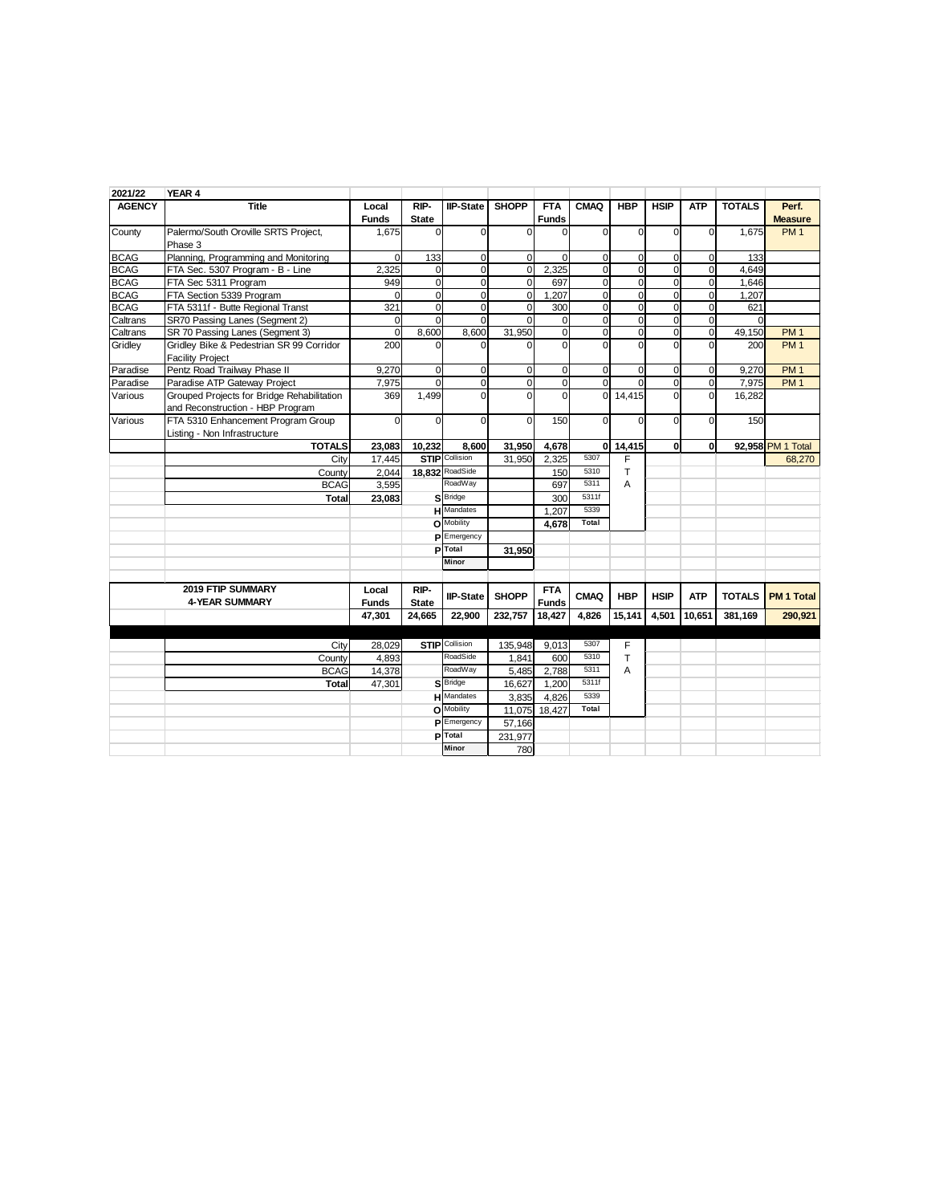| 2021/22 | YEAR 4 | | | | | | | | | | | |
|---|---|---|---|---|---|---|---|---|---|---|---|---|
| **AGENCY** | **Title** | **Local Funds** | **RIP-State** | **IIP-State** | **SHOPP** | **FTA Funds** | **CMAQ** | **HBP** | **HSIP** | **ATP** | **TOTALS** | **Perf. Measure** |
| County | Palermo/South Oroville SRTS Project, Phase 3 | 1,675 | 0 | 0 | 0 | 0 | 0 | 0 | 0 | 0 | 1,675 | PM 1 |
| BCAG | Planning, Programming and Monitoring | 0 | 133 | 0 | 0 | 0 | 0 | 0 | 0 | 0 | 133 | |
| BCAG | FTA Sec. 5307 Program - B - Line | 2,325 | 0 | 0 | 0 | 2,325 | 0 | 0 | 0 | 0 | 4,649 | |
| BCAG | FTA Sec 5311 Program | 949 | 0 | 0 | 0 | 697 | 0 | 0 | 0 | 0 | 1,646 | |
| BCAG | FTA Section 5339 Program | 0 | 0 | 0 | 0 | 1,207 | 0 | 0 | 0 | 0 | 1,207 | |
| BCAG | FTA 5311f - Butte Regional Transt | 321 | 0 | 0 | 0 | 300 | 0 | 0 | 0 | 0 | 621 | |
| Caltrans | SR70 Passing Lanes (Segment 2) | 0 | 0 | 0 | 0 | 0 | 0 | 0 | 0 | 0 | 0 | |
| Caltrans | SR 70 Passing Lanes (Segment 3) | 0 | 8,600 | 8,600 | 31,950 | 0 | 0 | 0 | 0 | 0 | 49,150 | PM 1 |
| Gridley | Gridley Bike & Pedestrian SR 99 Corridor Facility Project | 200 | 0 | 0 | 0 | 0 | 0 | 0 | 0 | 0 | 200 | PM 1 |
| Paradise | Pentz Road Trailway Phase II | 9,270 | 0 | 0 | 0 | 0 | 0 | 0 | 0 | 0 | 9,270 | PM 1 |
| Paradise | Paradise ATP Gateway Project | 7,975 | 0 | 0 | 0 | 0 | 0 | 0 | 0 | 0 | 7,975 | PM 1 |
| Various | Grouped Projects for Bridge Rehabilitation and Reconstruction - HBP Program | 369 | 1,499 | 0 | 0 | 0 | 0 | 14,415 | 0 | 0 | 16,282 | |
| Various | FTA 5310 Enhancement Program Group Listing - Non Infrastructure | 0 | 0 | 0 | 0 | 150 | 0 | 0 | 0 | 0 | 150 | |
| | **TOTALS** | **23,083** | **10,232** | **8,600** | **31,950** | **4,678** | **0** | **14,415** | **0** | **0** | **92,958** | PM 1 Total 68,270 |
| | City | 17,445 | **STIP** | Collision | 31,950 | 2,325 | 5307 | F | | | | |
| | County | 2,044 | **18,832** | RoadSide | | 150 | 5310 | T | | | | |
| | BCAG | 3,595 | | RoadWay | | 697 | 5311 | A | | | | |
| | **Total** | **23,083** | **S** | Bridge | | 300 | 5311f | | | | | |
| | | | **H** | Mandates | | 1,207 | 5339 | | | | | |
| | | | **O** | Mobility | | **4,678** | **Total** | | | | | |
| | | | **P** | Emergency | | | | | | | | |
| | | | **P** | **Total** | **31,950** | | | | | | | |
| | | | | **Minor** | | | | | | | | |

| **2019 FTIP SUMMARY 4-YEAR SUMMARY** | | **Local Funds** | **RIP-State** | **IIP-State** | **SHOPP** | **FTA Funds** | **CMAQ** | **HBP** | **HSIP** | **ATP** | **TOTALS** | **PM 1 Total** |
|---|---|---|---|---|---|---|---|---|---|---|---|---|
| | | **47,301** | **24,665** | **22,900** | **232,757** | **18,427** | **4,826** | **15,141** | **4,501** | **10,651** | **381,169** | **290,921** |
| | City | 28,029 | **STIP** | Collision | 135,948 | 9,013 | 5307 | F | | | | |
| | County | 4,893 | | RoadSide | 1,841 | 600 | 5310 | T | | | | |
| | BCAG | 14,378 | | RoadWay | 5,485 | 2,788 | 5311 | A | | | | |
| | **Total** | 47,301 | **S** | Bridge | 16,627 | 1,200 | 5311f | | | | | |
| | | | **H** | Mandates | 3,835 | 4,826 | 5339 | | | | | |
| | | | **O** | Mobility | 11,075 | 18,427 | **Total** | | | | | |
| | | | **P** | Emergency | 57,166 | | | | | | | |
| | | | **P** | **Total** | 231,977 | | | | | | | |
| | | | | **Minor** | 780 | | | | | | | |